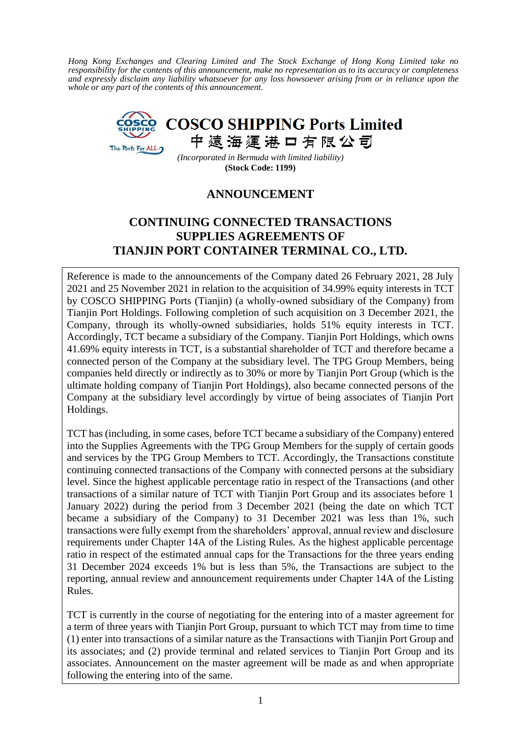*Hong Kong Exchanges and Clearing Limited and The Stock Exchange of Hong Kong Limited take no responsibility for the contents of this announcement, make no representation as to its accuracy or completeness and expressly disclaim any liability whatsoever for any loss howsoever arising from or in reliance upon the whole or any part of the contents of this announcement.*

# COSCO SHIPPING Ports Limited
# 中遠海運港口有限公司

*(Incorporated in Bermuda with limited liability)*
**(Stock Code: 1199)**

## ANNOUNCEMENT

## CONTINUING CONNECTED TRANSACTIONS SUPPLIES AGREEMENTS OF TIANJIN PORT CONTAINER TERMINAL CO., LTD.

Reference is made to the announcements of the Company dated 26 February 2021, 28 July 2021 and 25 November 2021 in relation to the acquisition of 34.99% equity interests in TCT by COSCO SHIPPING Ports (Tianjin) (a wholly-owned subsidiary of the Company) from Tianjin Port Holdings. Following completion of such acquisition on 3 December 2021, the Company, through its wholly-owned subsidiaries, holds 51% equity interests in TCT. Accordingly, TCT became a subsidiary of the Company. Tianjin Port Holdings, which owns 41.69% equity interests in TCT, is a substantial shareholder of TCT and therefore became a connected person of the Company at the subsidiary level. The TPG Group Members, being companies held directly or indirectly as to 30% or more by Tianjin Port Group (which is the ultimate holding company of Tianjin Port Holdings), also became connected persons of the Company at the subsidiary level accordingly by virtue of being associates of Tianjin Port Holdings.

TCT has (including, in some cases, before TCT became a subsidiary of the Company) entered into the Supplies Agreements with the TPG Group Members for the supply of certain goods and services by the TPG Group Members to TCT. Accordingly, the Transactions constitute continuing connected transactions of the Company with connected persons at the subsidiary level. Since the highest applicable percentage ratio in respect of the Transactions (and other transactions of a similar nature of TCT with Tianjin Port Group and its associates before 1 January 2022) during the period from 3 December 2021 (being the date on which TCT became a subsidiary of the Company) to 31 December 2021 was less than 1%, such transactions were fully exempt from the shareholders' approval, annual review and disclosure requirements under Chapter 14A of the Listing Rules. As the highest applicable percentage ratio in respect of the estimated annual caps for the Transactions for the three years ending 31 December 2024 exceeds 1% but is less than 5%, the Transactions are subject to the reporting, annual review and announcement requirements under Chapter 14A of the Listing Rules.

TCT is currently in the course of negotiating for the entering into of a master agreement for a term of three years with Tianjin Port Group, pursuant to which TCT may from time to time (1) enter into transactions of a similar nature as the Transactions with Tianjin Port Group and its associates; and (2) provide terminal and related services to Tianjin Port Group and its associates. Announcement on the master agreement will be made as and when appropriate following the entering into of the same.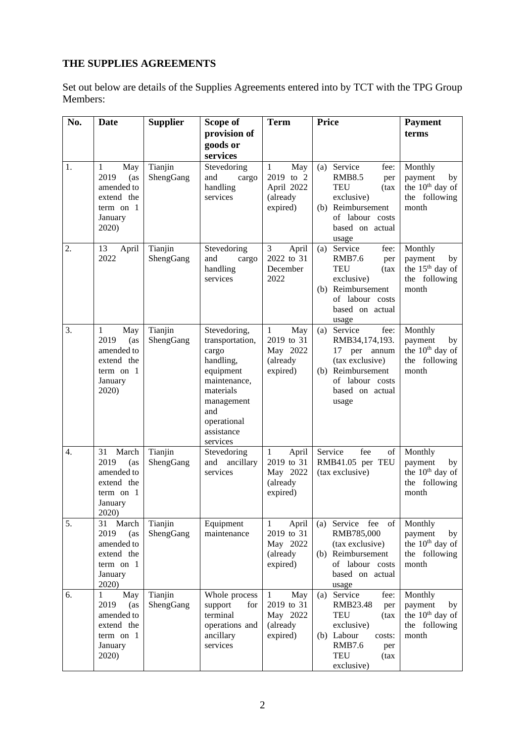## THE SUPPLIES AGREEMENTS

Set out below are details of the Supplies Agreements entered into by TCT with the TPG Group Members:

| No. | Date | Supplier | Scope of provision of goods or services | Term | Price | Payment terms |
|---|---|---|---|---|---|---|
| 1. | 1 May 2019 (as amended to extend the term on 1 January 2020) | Tianjin ShengGang | Stevedoring and cargo handling services | 1 May 2019 to 2 April 2022 (already expired) | (a) Service fee: RMB8.5 per TEU (tax exclusive)<br>(b) Reimbursement of labour costs based on actual usage | Monthly payment by the 10th day of the following month |
| 2. | 13 April 2022 | Tianjin ShengGang | Stevedoring and cargo handling services | 3 April 2022 to 31 December 2022 | (a) Service fee: RMB7.6 per TEU (tax exclusive)<br>(b) Reimbursement of labour costs based on actual usage | Monthly payment by the 15th day of the following month |
| 3. | 1 May 2019 (as amended to extend the term on 1 January 2020) | Tianjin ShengGang | Stevedoring, transportation, cargo handling, equipment maintenance, materials management and operational assistance services | 1 May 2019 to 31 May 2022 (already expired) | (a) Service fee: RMB34,174,193.17 per annum (tax exclusive)<br>(b) Reimbursement of labour costs based on actual usage | Monthly payment by the 10th day of the following month |
| 4. | 31 March 2019 (as amended to extend the term on 1 January 2020) | Tianjin ShengGang | Stevedoring and ancillary services | 1 April 2019 to 31 May 2022 (already expired) | Service fee of RMB41.05 per TEU (tax exclusive) | Monthly payment by the 10th day of the following month |
| 5. | 31 March 2019 (as amended to extend the term on 1 January 2020) | Tianjin ShengGang | Equipment maintenance | 1 April 2019 to 31 May 2022 (already expired) | (a) Service fee of RMB785,000 (tax exclusive)<br>(b) Reimbursement of labour costs based on actual usage | Monthly payment by the 10th day of the following month |
| 6. | 1 May 2019 (as amended to extend the term on 1 January 2020) | Tianjin ShengGang | Whole process support for terminal operations and ancillary services | 1 May 2019 to 31 May 2022 (already expired) | (a) Service fee: RMB23.48 per TEU (tax exclusive)<br>(b) Labour costs: RMB7.6 per TEU (tax exclusive) | Monthly payment by the 10th day of the following month |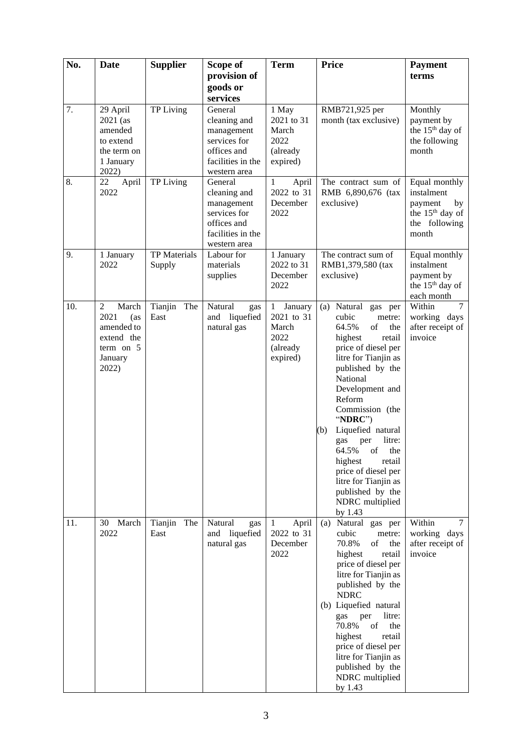| No. | Date | Supplier | Scope of provision of goods or services | Term | Price | Payment terms |
|---|---|---|---|---|---|---|
| 7. | 29 April 2021 (as amended to extend the term on 1 January 2022) | TP Living | General cleaning and management services for offices and facilities in the western area | 1 May 2021 to 31 March 2022 (already expired) | RMB721,925 per month (tax exclusive) | Monthly payment by the 15th day of the following month |
| 8. | 22 April 2022 | TP Living | General cleaning and management services for offices and facilities in the western area | 1 April 2022 to 31 December 2022 | The contract sum of RMB 6,890,676 (tax exclusive) | Equal monthly instalment payment by the 15th day of the following month |
| 9. | 1 January 2022 | TP Materials Supply | Labour for materials supplies | 1 January 2022 to 31 December 2022 | The contract sum of RMB1,379,580 (tax exclusive) | Equal monthly instalment payment by the 15th day of each month |
| 10. | 2 March 2021 (as amended to extend the term on 5 January 2022) | Tianjin The East | Natural gas and liquefied natural gas | 1 January 2021 to 31 March 2022 (already expired) | (a) Natural gas per cubic metre: 64.5% of the highest retail price of diesel per litre for Tianjin as published by the National Development and Reform Commission (the "**NDRC**")<br>(b) Liquefied natural gas per litre: 64.5% of the highest retail price of diesel per litre for Tianjin as published by the NDRC multiplied by 1.43 | Within 7 working days after receipt of invoice |
| 11. | 30 March 2022 | Tianjin The East | Natural gas and liquefied natural gas | 1 April 2022 to 31 December 2022 | (a) Natural gas per cubic metre: 70.8% of the highest retail price of diesel per litre for Tianjin as published by the NDRC<br>(b) Liquefied natural gas per litre: 70.8% of the highest retail price of diesel per litre for Tianjin as published by the NDRC multiplied by 1.43 | Within 7 working days after receipt of invoice |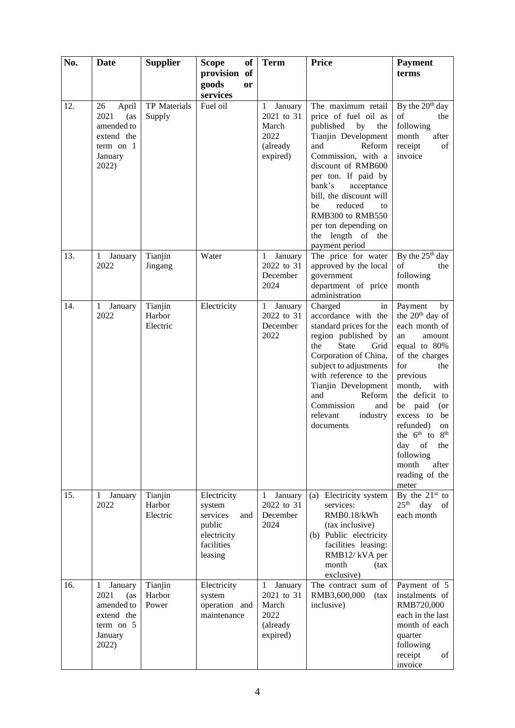| No. | Date | Supplier | Scope of provision of goods or services | Term | Price | Payment terms |
|---|---|---|---|---|---|---|
| 12. | 26 April 2021 (as amended to extend the term on 1 January 2022) | TP Materials Supply | Fuel oil | 1 January 2021 to 31 March 2022 (already expired) | The maximum retail price of fuel oil as published by the Tianjin Development and Reform Commission, with a discount of RMB600 per ton. If paid by bank's acceptance bill, the discount will be reduced to RMB300 to RMB550 per ton depending on the length of the payment period | By the 20th day of the following month after receipt of invoice |
| 13. | 1 January 2022 | Tianjin Jingang | Water | 1 January 2022 to 31 December 2024 | The price for water approved by the local government department of price administration | By the 25th day of the following month |
| 14. | 1 January 2022 | Tianjin Harbor Electric | Electricity | 1 January 2022 to 31 December 2022 | Charged in accordance with the standard prices for the region published by the State Grid Corporation of China, subject to adjustments with reference to the Tianjin Development and Reform Commission and relevant industry documents | Payment by the 20th day of each month of an amount equal to 80% of the charges for the previous month, with the deficit to be paid (or excess to be refunded) on the 6th to 8th day of the following month after reading of the meter |
| 15. | 1 January 2022 | Tianjin Harbor Electric | Electricity system services and public electricity facilities leasing | 1 January 2022 to 31 December 2024 | (a) Electricity system services: RMB0.18/kWh (tax inclusive)<br>(b) Public electricity facilities leasing: RMB12/ kVA per month (tax exclusive) | By the 21st to 25th day of each month |
| 16. | 1 January 2021 (as amended to extend the term on 5 January 2022) | Tianjin Harbor Power | Electricity system operation and maintenance | 1 January 2021 to 31 March 2022 (already expired) | The contract sum of RMB3,600,000 (tax inclusive) | Payment of 5 instalments of RMB720,000 each in the last month of each quarter following receipt of invoice |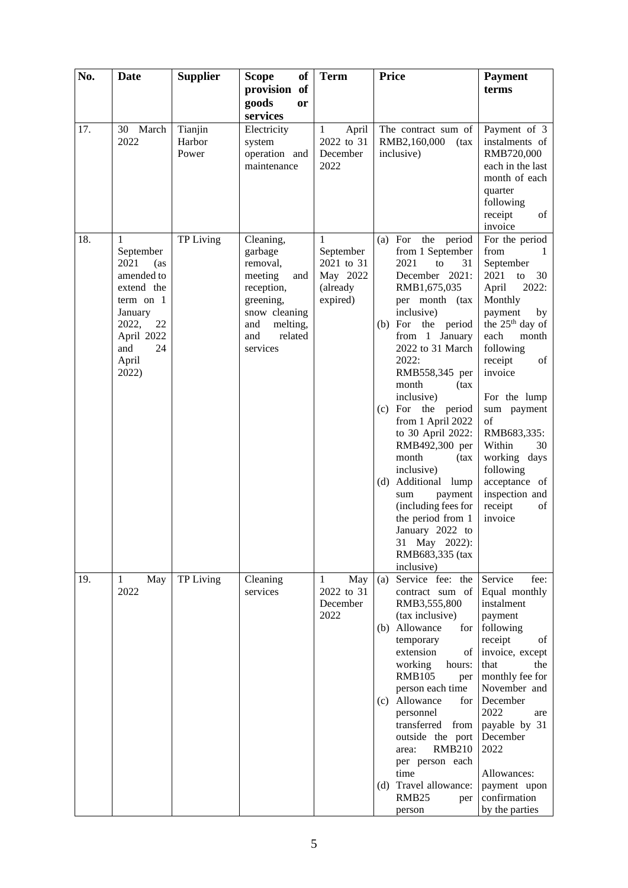| No. | Date | Supplier | Scope of provision of goods or services | Term | Price | Payment terms |
|---|---|---|---|---|---|---|
| 17. | 30 March 2022 | Tianjin Harbor Power | Electricity system operation and maintenance | 1 April 2022 to 31 December 2022 | The contract sum of RMB2,160,000 (tax inclusive) | Payment of 3 instalments of RMB720,000 each in the last month of each quarter following receipt of invoice |
| 18. | 1 September 2021 (as amended to extend the term on 1 January 2022, 22 April 2022 and 24 April 2022) | TP Living | Cleaning, garbage removal, meeting and reception, greening, snow cleaning and melting, and related services | 1 September 2021 to 31 May 2022 (already expired) | (a) For the period from 1 September 2021 to 31 December 2021: RMB1,675,035 per month (tax inclusive)<br>(b) For the period from 1 January 2022 to 31 March 2022: RMB558,345 per month (tax inclusive)<br>(c) For the period from 1 April 2022 to 30 April 2022: RMB492,300 per month (tax inclusive)<br>(d) Additional lump sum payment (including fees for the period from 1 January 2022 to 31 May 2022): RMB683,335 (tax inclusive) | For the period from 1 September 2021 to 30 April 2022: Monthly payment by the 25th day of each month following receipt of invoice<br><br>For the lump sum payment of RMB683,335: Within 30 working days following acceptance of inspection and receipt of invoice |
| 19. | 1 May 2022 | TP Living | Cleaning services | 1 May 2022 to 31 December 2022 | (a) Service fee: the contract sum of RMB3,555,800 (tax inclusive)<br>(b) Allowance for temporary extension of working hours: RMB105 per person each time<br>(c) Allowance for personnel transferred from outside the port area: RMB210 per person each time<br>(d) Travel allowance: RMB25 per person | Service fee: Equal monthly instalment payment following receipt of invoice, except that the monthly fee for November and December 2022 are payable by 31 December 2022<br><br>Allowances: payment upon confirmation by the parties |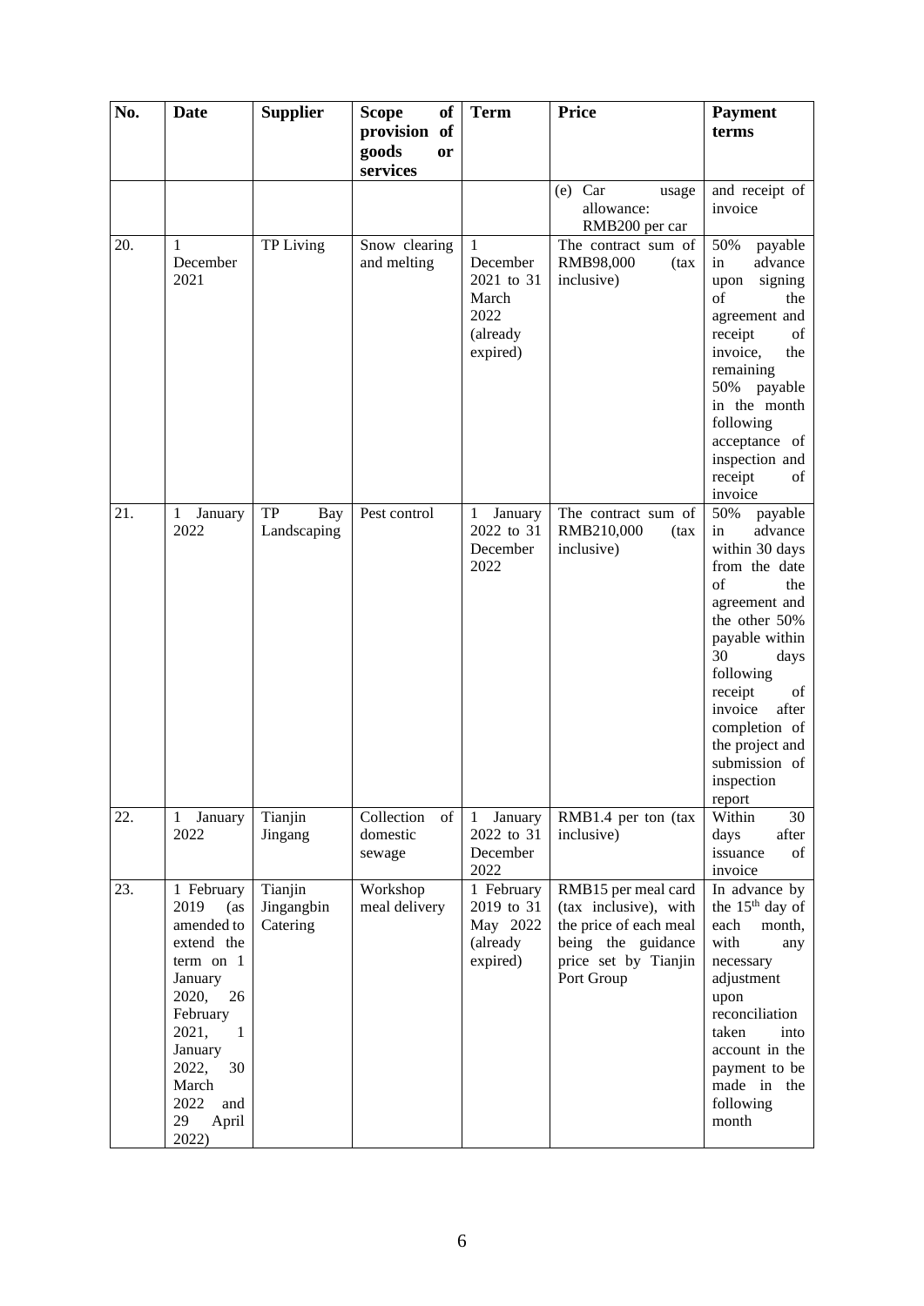| No. | Date | Supplier | Scope of provision of goods or services | Term | Price | Payment terms |
|---|---|---|---|---|---|---|
| | | | | | (e) Car usage allowance: RMB200 per car | and receipt of invoice |
| 20. | 1 December 2021 | TP Living | Snow clearing and melting | 1 December 2021 to 31 March 2022 (already expired) | The contract sum of RMB98,000 (tax inclusive) | 50% payable in advance upon signing of the agreement and receipt of invoice, the remaining 50% payable in the month following acceptance of inspection and receipt of invoice |
| 21. | 1 January 2022 | TP Bay Landscaping | Pest control | 1 January 2022 to 31 December 2022 | The contract sum of RMB210,000 (tax inclusive) | 50% payable in advance within 30 days from the date of the agreement and the other 50% payable within 30 days following receipt of invoice after completion of the project and submission of inspection report |
| 22. | 1 January 2022 | Tianjin Jingang | Collection of domestic sewage | 1 January 2022 to 31 December 2022 | RMB1.4 per ton (tax inclusive) | Within 30 days after issuance of invoice |
| 23. | 1 February 2019 (as amended to extend the term on 1 January 2020, 26 February 2021, 1 January 2022, 30 March 2022 and 29 April 2022) | Tianjin Jingangbin Catering | Workshop meal delivery | 1 February 2019 to 31 May 2022 (already expired) | RMB15 per meal card (tax inclusive), with the price of each meal being the guidance price set by Tianjin Port Group | In advance by the 15th day of each month, with any necessary adjustment upon reconciliation taken into account in the payment to be made in the following month |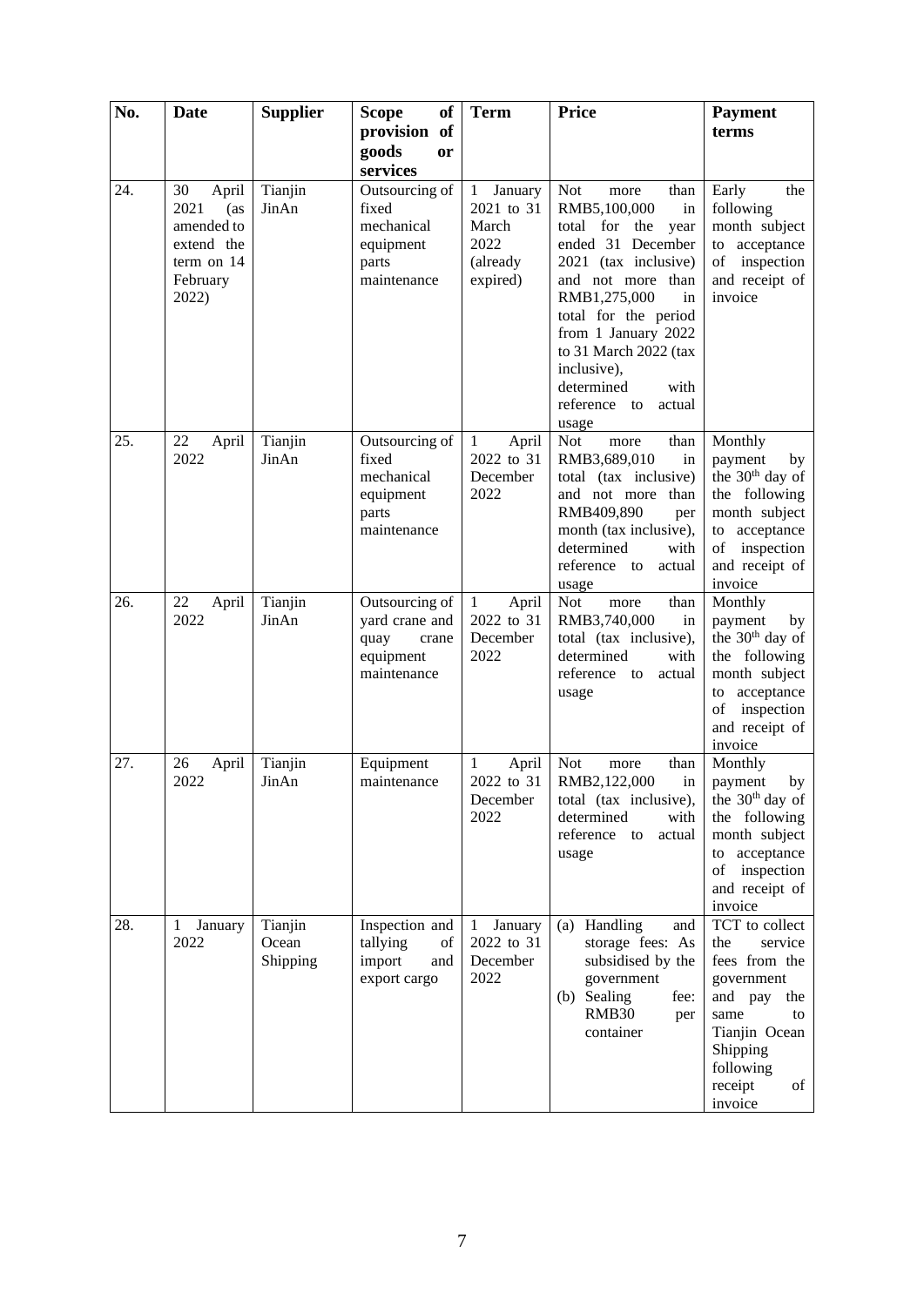| No. | Date | Supplier | Scope of provision of goods or services | Term | Price | Payment terms |
|---|---|---|---|---|---|---|
| 24. | 30 April 2021 (as amended to extend the term on 14 February 2022) | Tianjin JinAn | Outsourcing of fixed mechanical equipment parts maintenance | 1 January 2021 to 31 March 2022 (already expired) | Not more than RMB5,100,000 in total for the year ended 31 December 2021 (tax inclusive) and not more than RMB1,275,000 in total for the period from 1 January 2022 to 31 March 2022 (tax inclusive), determined with reference to actual usage | Early the following month subject to acceptance of inspection and receipt of invoice |
| 25. | 22 April 2022 | Tianjin JinAn | Outsourcing of fixed mechanical equipment parts maintenance | 1 April 2022 to 31 December 2022 | Not more than RMB3,689,010 in total (tax inclusive) and not more than RMB409,890 per month (tax inclusive), determined with reference to actual usage | Monthly payment by the 30th day of the following month subject to acceptance of inspection and receipt of invoice |
| 26. | 22 April 2022 | Tianjin JinAn | Outsourcing of yard crane and quay crane equipment maintenance | 1 April 2022 to 31 December 2022 | Not more than RMB3,740,000 in total (tax inclusive), determined with reference to actual usage | Monthly payment by the 30th day of the following month subject to acceptance of inspection and receipt of invoice |
| 27. | 26 April 2022 | Tianjin JinAn | Equipment maintenance | 1 April 2022 to 31 December 2022 | Not more than RMB2,122,000 in total (tax inclusive), determined with reference to actual usage | Monthly payment by the 30th day of the following month subject to acceptance of inspection and receipt of invoice |
| 28. | 1 January 2022 | Tianjin Ocean Shipping | Inspection and tallying of import and export cargo | 1 January 2022 to 31 December 2022 | (a) Handling and storage fees: As subsidised by the government<br>(b) Sealing fee: RMB30 per container | TCT to collect the service fees from the government and pay the same to Tianjin Ocean Shipping following receipt of invoice |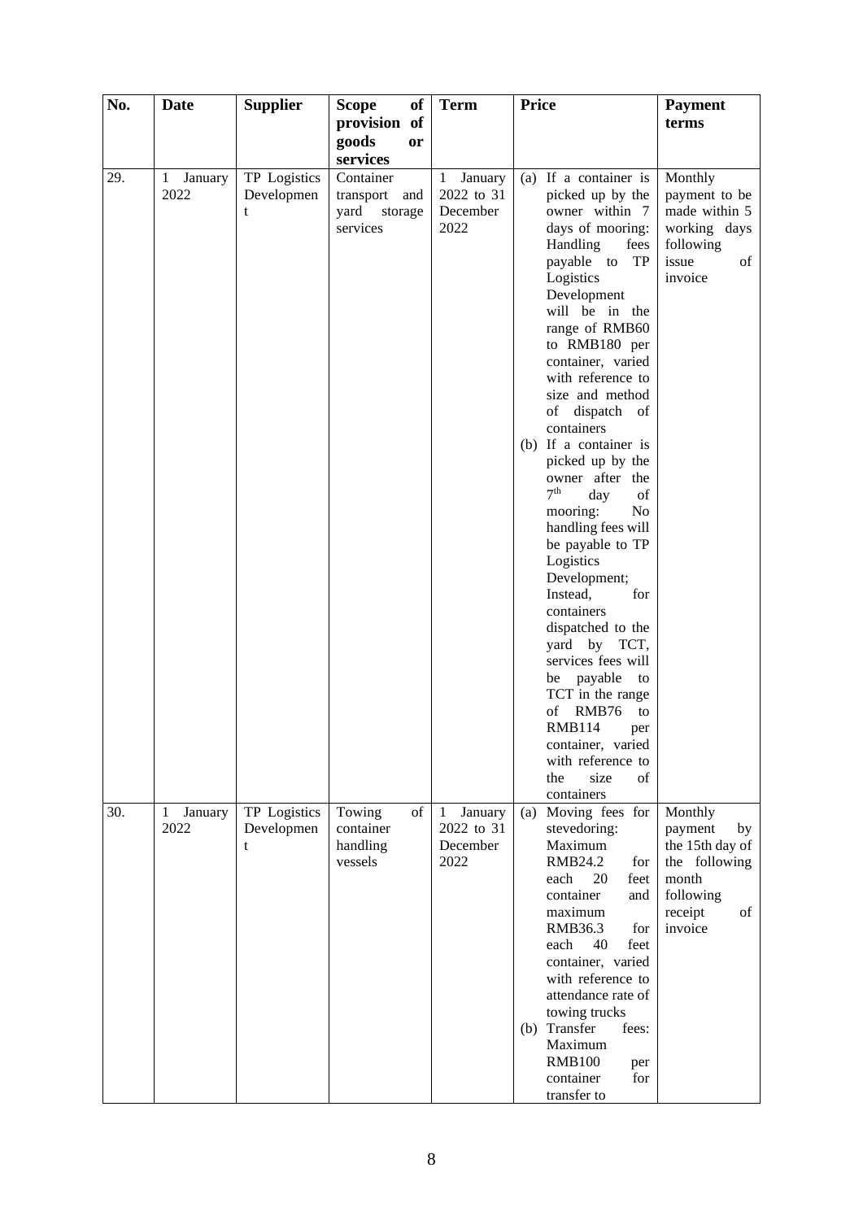| No. | Date | Supplier | Scope of provision of goods or services | Term | Price | Payment terms |
|---|---|---|---|---|---|---|
| 29. | 1 January 2022 | TP Logistics Development | Container transport and yard storage services | 1 January 2022 to 31 December 2022 | (a) If a container is picked up by the owner within 7 days of mooring: Handling fees payable to TP Logistics Development will be in the range of RMB60 to RMB180 per container, varied with reference to size and method of dispatch of containers<br>(b) If a container is picked up by the owner after the 7th day of mooring: No handling fees will be payable to TP Logistics Development; Instead, for containers dispatched to the yard by TCT, services fees will be payable to TCT in the range of RMB76 to RMB114 per container, varied with reference to the size of containers | Monthly payment to be made within 5 working days following issue of invoice |
| 30. | 1 January 2022 | TP Logistics Development | Towing of container handling vessels | 1 January 2022 to 31 December 2022 | (a) Moving fees for stevedoring: Maximum RMB24.2 for each 20 feet container and maximum RMB36.3 for each 40 feet container, varied with reference to attendance rate of towing trucks<br>(b) Transfer fees: Maximum RMB100 per container for transfer to | Monthly payment by the 15th day of the following month following receipt of invoice |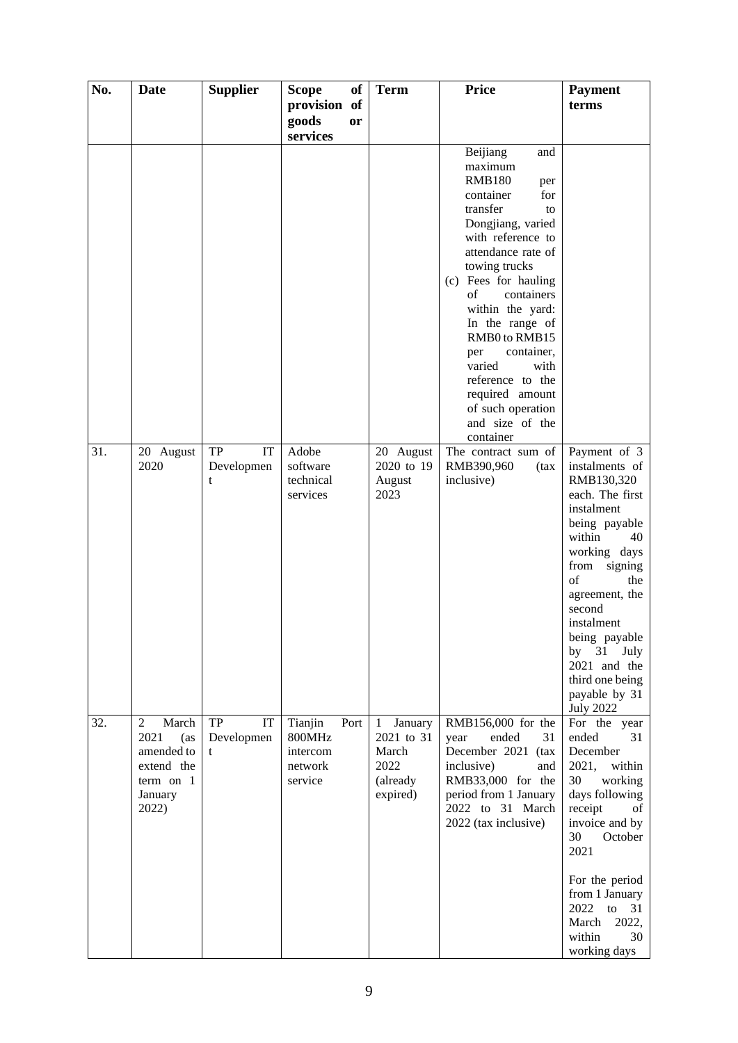| No. | Date | Supplier | Scope of provision of goods or services | Term | Price | Payment terms |
|---|---|---|---|---|---|---|
| | | | | | Beijiang and maximum RMB180 per container for transfer to Dongjiang, varied with reference to attendance rate of towing trucks<br>(c) Fees for hauling of containers within the yard: In the range of RMB0 to RMB15 per container, varied with reference to the required amount of such operation and size of the container | |
| 31. | 20 August 2020 | TP IT Development | Adobe software technical services | 20 August 2020 to 19 August 2023 | The contract sum of RMB390,960 (tax inclusive) | Payment of 3 instalments of RMB130,320 each. The first instalment being payable within 40 working days from signing of the agreement, the second instalment being payable by 31 July 2021 and the third one being payable by 31 July 2022 |
| 32. | 2 March 2021 (as amended to extend the term on 1 January 2022) | TP IT Development | Tianjin Port 800MHz intercom network service | 1 January 2021 to 31 March 2022 (already expired) | RMB156,000 for the year ended 31 December 2021 (tax inclusive) and RMB33,000 for the period from 1 January 2022 to 31 March 2022 (tax inclusive) | For the year ended 31 December 2021, within 30 working days following receipt of invoice and by 30 October 2021<br><br>For the period from 1 January 2022 to 31 March 2022, within 30 working days |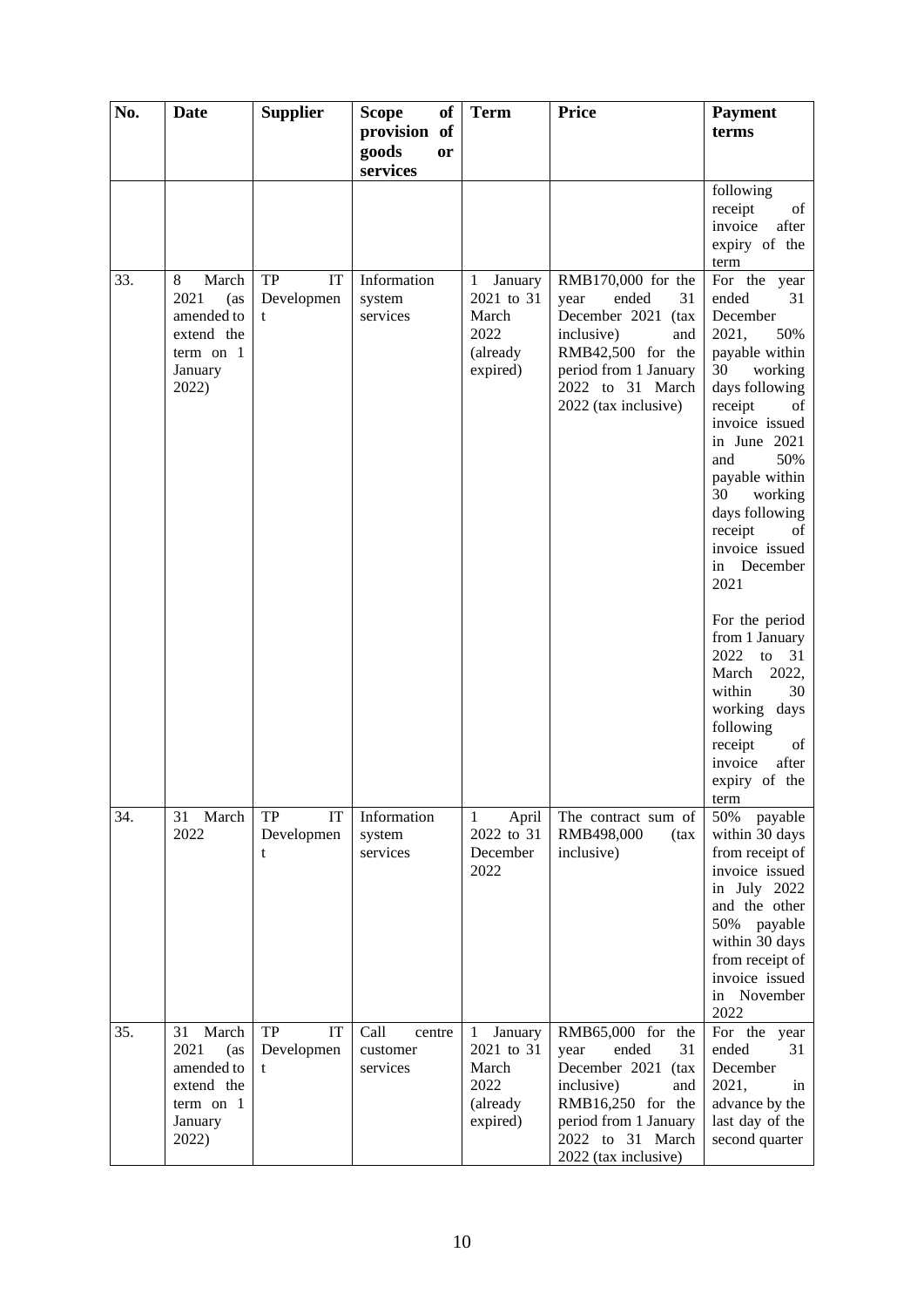| No. | Date | Supplier | Scope of provision of goods or services | Term | Price | Payment terms |
|---|---|---|---|---|---|---|
| | | | | | | following receipt of invoice after expiry of the term |
| 33. | 8 March 2021 (as amended to extend the term on 1 January 2022) | TP IT Development | Information system services | 1 January 2021 to 31 March 2022 (already expired) | RMB170,000 for the year ended 31 December 2021 (tax inclusive) and RMB42,500 for the period from 1 January 2022 to 31 March 2022 (tax inclusive) | For the year ended 31 December 2021, 50% payable within 30 working days following receipt of invoice issued in June 2021 and 50% payable within 30 working days following receipt of invoice issued in December 2021<br><br>For the period from 1 January 2022 to 31 March 2022, within 30 working days following receipt of invoice after expiry of the term |
| 34. | 31 March 2022 | TP IT Development | Information system services | 1 April 2022 to 31 December 2022 | The contract sum of RMB498,000 (tax inclusive) | 50% payable within 30 days from receipt of invoice issued in July 2022 and the other 50% payable within 30 days from receipt of invoice issued in November 2022 |
| 35. | 31 March 2021 (as amended to extend the term on 1 January 2022) | TP IT Development | Call centre customer services | 1 January 2021 to 31 March 2022 (already expired) | RMB65,000 for the year ended 31 December 2021 (tax inclusive) and RMB16,250 for the period from 1 January 2022 to 31 March 2022 (tax inclusive) | For the year ended 31 December 2021, in advance by the last day of the second quarter |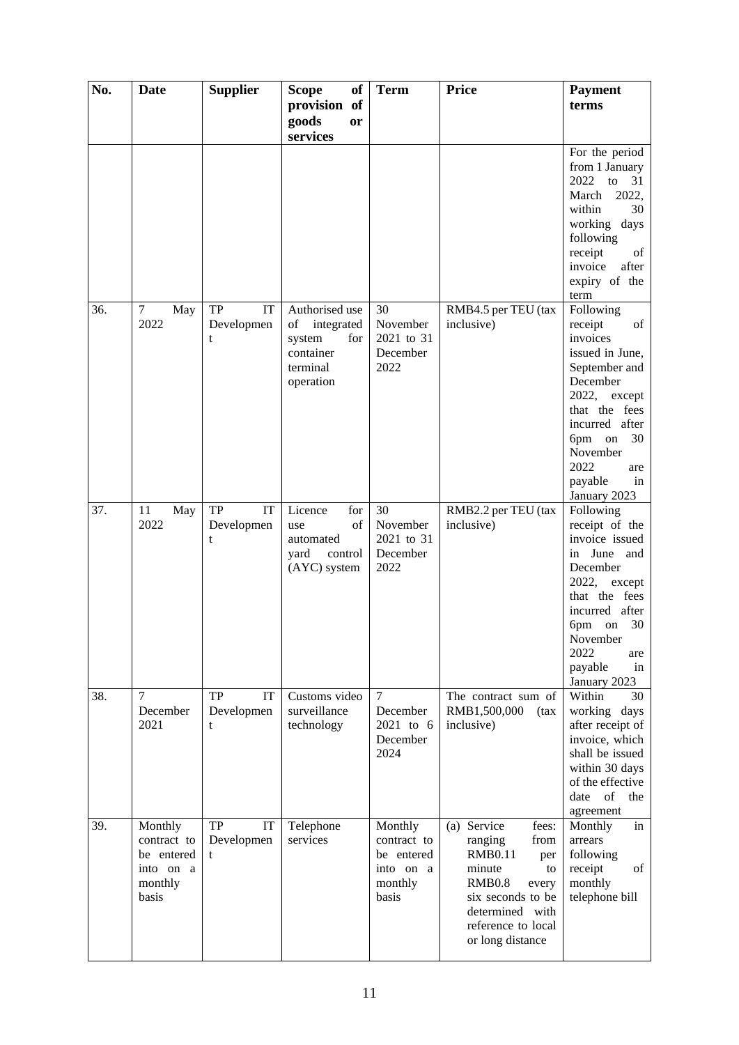| No. | Date | Supplier | Scope of provision of goods or services | Term | Price | Payment terms |
|---|---|---|---|---|---|---|
| | | | | | | For the period from 1 January 2022 to 31 March 2022, within 30 working days following receipt of invoice after expiry of the term |
| 36. | 7 May 2022 | TP IT Development | Authorised use of integrated system for container terminal operation | 30 November 2021 to 31 December 2022 | RMB4.5 per TEU (tax inclusive) | Following receipt of invoices issued in June, September and December 2022, except that the fees incurred after 6pm on 30 November 2022 are payable in January 2023 |
| 37. | 11 May 2022 | TP IT Development | Licence for use of automated yard control (AYC) system | 30 November 2021 to 31 December 2022 | RMB2.2 per TEU (tax inclusive) | Following receipt of the invoice issued in June and December 2022, except that the fees incurred after 6pm on 30 November 2022 are payable in January 2023 |
| 38. | 7 December 2021 | TP IT Development | Customs video surveillance technology | 7 December 2021 to 6 December 2024 | The contract sum of RMB1,500,000 (tax inclusive) | Within 30 working days after receipt of invoice, which shall be issued within 30 days of the effective date of the agreement |
| 39. | Monthly contract to be entered into on a monthly basis | TP IT Development | Telephone services | Monthly contract to be entered into on a monthly basis | (a) Service fees: ranging from RMB0.11 per minute to RMB0.8 every six seconds to be determined with reference to local or long distance | Monthly in arrears following receipt of monthly telephone bill |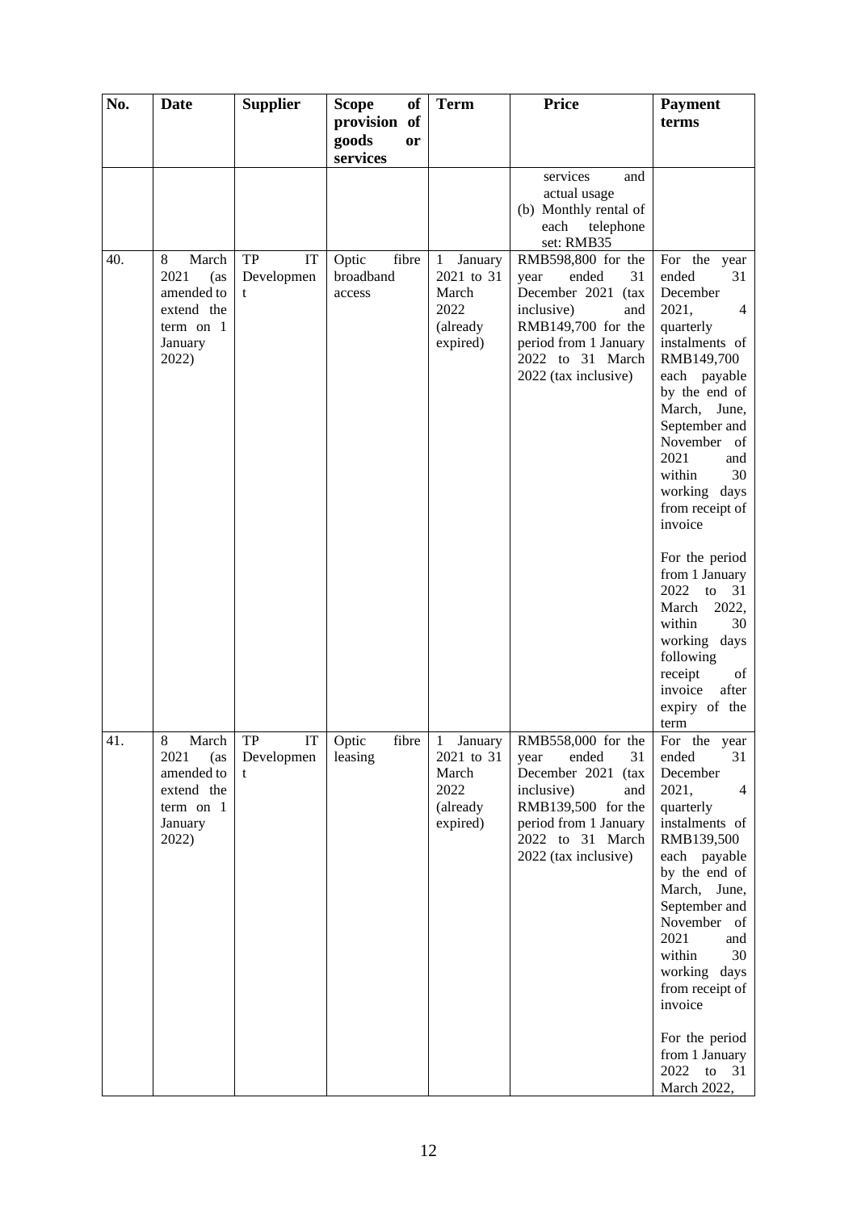| No. | Date | Supplier | Scope of provision of goods or services | Term | Price | Payment terms |
|---|---|---|---|---|---|---|
| | | | | | services and actual usage<br>(b) Monthly rental of each telephone set: RMB35 | |
| 40. | 8 March 2021 (as amended to extend the term on 1 January 2022) | TP IT Development | Optic fibre broadband access | 1 January 2021 to 31 March 2022 (already expired) | RMB598,800 for the year ended 31 December 2021 (tax inclusive) and RMB149,700 for the period from 1 January 2022 to 31 March 2022 (tax inclusive) | For the year ended 31 December 2021, 4 quarterly instalments of RMB149,700 each payable by the end of March, June, September and November of 2021 and within 30 working days from receipt of invoice<br><br>For the period from 1 January 2022 to 31 March 2022, within 30 working days following receipt of invoice after expiry of the term |
| 41. | 8 March 2021 (as amended to extend the term on 1 January 2022) | TP IT Development | Optic fibre leasing | 1 January 2021 to 31 March 2022 (already expired) | RMB558,000 for the year ended 31 December 2021 (tax inclusive) and RMB139,500 for the period from 1 January 2022 to 31 March 2022 (tax inclusive) | For the year ended 31 December 2021, 4 quarterly instalments of RMB139,500 each payable by the end of March, June, September and November of 2021 and within 30 working days from receipt of invoice<br><br>For the period from 1 January 2022 to 31 March 2022, |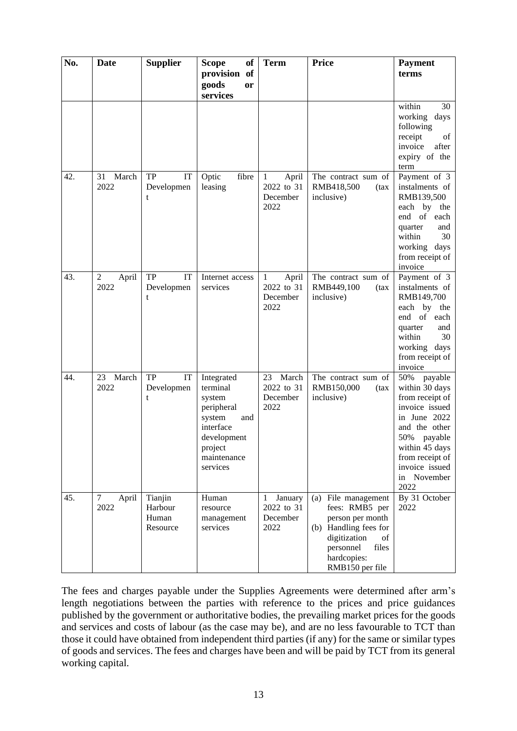| No. | Date | Supplier | Scope of provision of goods or services | Term | Price | Payment terms |
|---|---|---|---|---|---|---|
| | | | | | | within 30 working days following receipt of invoice after expiry of the term |
| 42. | 31 March 2022 | TP IT Development | Optic fibre leasing | 1 April 2022 to 31 December 2022 | The contract sum of RMB418,500 (tax inclusive) | Payment of 3 instalments of RMB139,500 each by the end of each quarter and within 30 working days from receipt of invoice |
| 43. | 2 April 2022 | TP IT Development | Internet access services | 1 April 2022 to 31 December 2022 | The contract sum of RMB449,100 (tax inclusive) | Payment of 3 instalments of RMB149,700 each by the end of each quarter and within 30 working days from receipt of invoice |
| 44. | 23 March 2022 | TP IT Development | Integrated terminal system peripheral system and interface development project maintenance services | 23 March 2022 to 31 December 2022 | The contract sum of RMB150,000 (tax inclusive) | 50% payable within 30 days from receipt of invoice issued in June 2022 and the other 50% payable within 45 days from receipt of invoice issued in November 2022 |
| 45. | 7 April 2022 | Tianjin Harbour Human Resource | Human resource management services | 1 January 2022 to 31 December 2022 | (a) File management fees: RMB5 per person per month<br>(b) Handling fees for digitization of personnel files hardcopies: RMB150 per file | By 31 October 2022 |

The fees and charges payable under the Supplies Agreements were determined after arm's length negotiations between the parties with reference to the prices and price guidances published by the government or authoritative bodies, the prevailing market prices for the goods and services and costs of labour (as the case may be), and are no less favourable to TCT than those it could have obtained from independent third parties (if any) for the same or similar types of goods and services. The fees and charges have been and will be paid by TCT from its general working capital.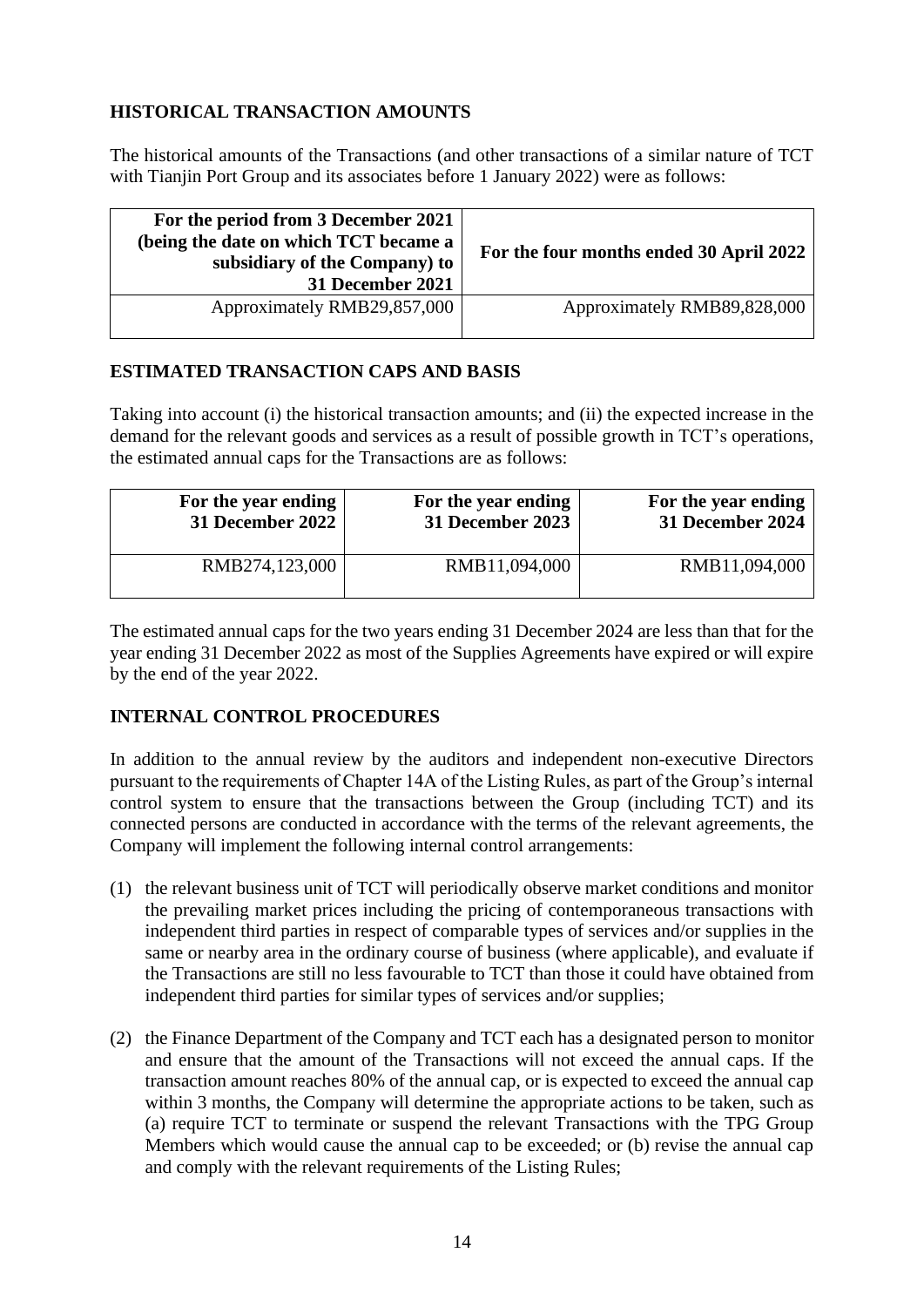## HISTORICAL TRANSACTION AMOUNTS

The historical amounts of the Transactions (and other transactions of a similar nature of TCT with Tianjin Port Group and its associates before 1 January 2022) were as follows:

| For the period from 3 December 2021 (being the date on which TCT became a subsidiary of the Company) to 31 December 2021 | For the four months ended 30 April 2022 |
|---|---|
| Approximately RMB29,857,000 | Approximately RMB89,828,000 |

## ESTIMATED TRANSACTION CAPS AND BASIS

Taking into account (i) the historical transaction amounts; and (ii) the expected increase in the demand for the relevant goods and services as a result of possible growth in TCT's operations, the estimated annual caps for the Transactions are as follows:

| For the year ending 31 December 2022 | For the year ending 31 December 2023 | For the year ending 31 December 2024 |
|---|---|---|
| RMB274,123,000 | RMB11,094,000 | RMB11,094,000 |

The estimated annual caps for the two years ending 31 December 2024 are less than that for the year ending 31 December 2022 as most of the Supplies Agreements have expired or will expire by the end of the year 2022.

## INTERNAL CONTROL PROCEDURES

In addition to the annual review by the auditors and independent non-executive Directors pursuant to the requirements of Chapter 14A of the Listing Rules, as part of the Group's internal control system to ensure that the transactions between the Group (including TCT) and its connected persons are conducted in accordance with the terms of the relevant agreements, the Company will implement the following internal control arrangements:

(1) the relevant business unit of TCT will periodically observe market conditions and monitor the prevailing market prices including the pricing of contemporaneous transactions with independent third parties in respect of comparable types of services and/or supplies in the same or nearby area in the ordinary course of business (where applicable), and evaluate if the Transactions are still no less favourable to TCT than those it could have obtained from independent third parties for similar types of services and/or supplies;

(2) the Finance Department of the Company and TCT each has a designated person to monitor and ensure that the amount of the Transactions will not exceed the annual caps. If the transaction amount reaches 80% of the annual cap, or is expected to exceed the annual cap within 3 months, the Company will determine the appropriate actions to be taken, such as (a) require TCT to terminate or suspend the relevant Transactions with the TPG Group Members which would cause the annual cap to be exceeded; or (b) revise the annual cap and comply with the relevant requirements of the Listing Rules;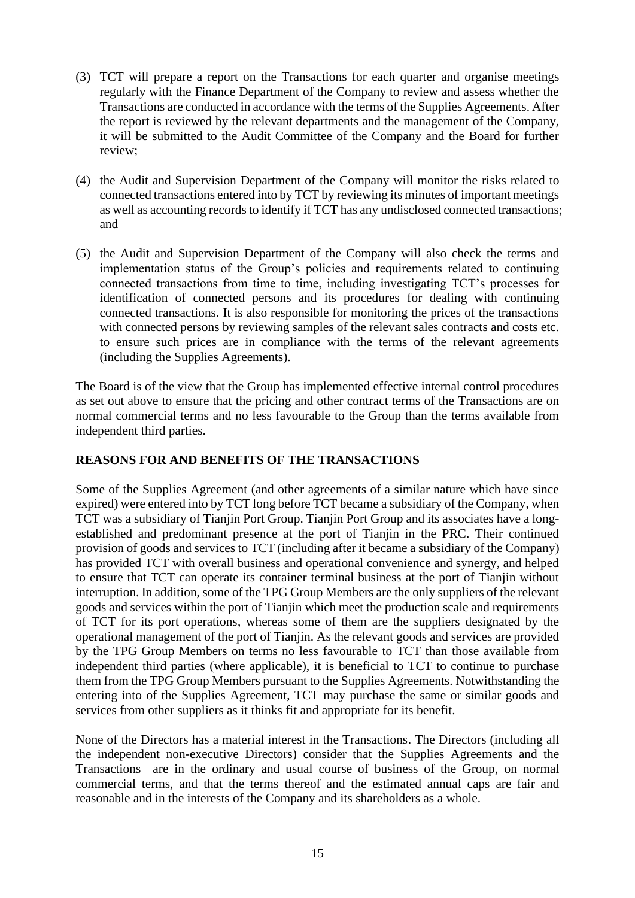(3) TCT will prepare a report on the Transactions for each quarter and organise meetings regularly with the Finance Department of the Company to review and assess whether the Transactions are conducted in accordance with the terms of the Supplies Agreements. After the report is reviewed by the relevant departments and the management of the Company, it will be submitted to the Audit Committee of the Company and the Board for further review;

(4) the Audit and Supervision Department of the Company will monitor the risks related to connected transactions entered into by TCT by reviewing its minutes of important meetings as well as accounting records to identify if TCT has any undisclosed connected transactions; and

(5) the Audit and Supervision Department of the Company will also check the terms and implementation status of the Group's policies and requirements related to continuing connected transactions from time to time, including investigating TCT's processes for identification of connected persons and its procedures for dealing with continuing connected transactions. It is also responsible for monitoring the prices of the transactions with connected persons by reviewing samples of the relevant sales contracts and costs etc. to ensure such prices are in compliance with the terms of the relevant agreements (including the Supplies Agreements).

The Board is of the view that the Group has implemented effective internal control procedures as set out above to ensure that the pricing and other contract terms of the Transactions are on normal commercial terms and no less favourable to the Group than the terms available from independent third parties.

## REASONS FOR AND BENEFITS OF THE TRANSACTIONS

Some of the Supplies Agreement (and other agreements of a similar nature which have since expired) were entered into by TCT long before TCT became a subsidiary of the Company, when TCT was a subsidiary of Tianjin Port Group. Tianjin Port Group and its associates have a long-established and predominant presence at the port of Tianjin in the PRC. Their continued provision of goods and services to TCT (including after it became a subsidiary of the Company) has provided TCT with overall business and operational convenience and synergy, and helped to ensure that TCT can operate its container terminal business at the port of Tianjin without interruption. In addition, some of the TPG Group Members are the only suppliers of the relevant goods and services within the port of Tianjin which meet the production scale and requirements of TCT for its port operations, whereas some of them are the suppliers designated by the operational management of the port of Tianjin. As the relevant goods and services are provided by the TPG Group Members on terms no less favourable to TCT than those available from independent third parties (where applicable), it is beneficial to TCT to continue to purchase them from the TPG Group Members pursuant to the Supplies Agreements. Notwithstanding the entering into of the Supplies Agreement, TCT may purchase the same or similar goods and services from other suppliers as it thinks fit and appropriate for its benefit.

None of the Directors has a material interest in the Transactions. The Directors (including all the independent non-executive Directors) consider that the Supplies Agreements and the Transactions are in the ordinary and usual course of business of the Group, on normal commercial terms, and that the terms thereof and the estimated annual caps are fair and reasonable and in the interests of the Company and its shareholders as a whole.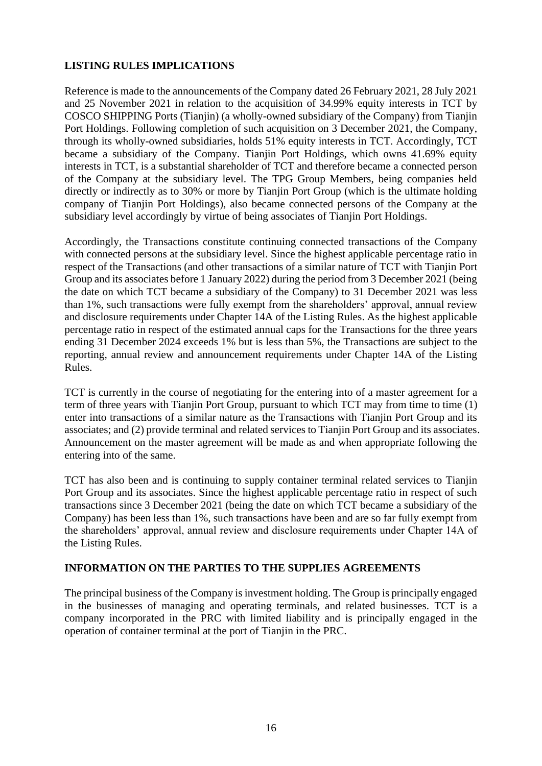## LISTING RULES IMPLICATIONS

Reference is made to the announcements of the Company dated 26 February 2021, 28 July 2021 and 25 November 2021 in relation to the acquisition of 34.99% equity interests in TCT by COSCO SHIPPING Ports (Tianjin) (a wholly-owned subsidiary of the Company) from Tianjin Port Holdings. Following completion of such acquisition on 3 December 2021, the Company, through its wholly-owned subsidiaries, holds 51% equity interests in TCT. Accordingly, TCT became a subsidiary of the Company. Tianjin Port Holdings, which owns 41.69% equity interests in TCT, is a substantial shareholder of TCT and therefore became a connected person of the Company at the subsidiary level. The TPG Group Members, being companies held directly or indirectly as to 30% or more by Tianjin Port Group (which is the ultimate holding company of Tianjin Port Holdings), also became connected persons of the Company at the subsidiary level accordingly by virtue of being associates of Tianjin Port Holdings.

Accordingly, the Transactions constitute continuing connected transactions of the Company with connected persons at the subsidiary level. Since the highest applicable percentage ratio in respect of the Transactions (and other transactions of a similar nature of TCT with Tianjin Port Group and its associates before 1 January 2022) during the period from 3 December 2021 (being the date on which TCT became a subsidiary of the Company) to 31 December 2021 was less than 1%, such transactions were fully exempt from the shareholders' approval, annual review and disclosure requirements under Chapter 14A of the Listing Rules. As the highest applicable percentage ratio in respect of the estimated annual caps for the Transactions for the three years ending 31 December 2024 exceeds 1% but is less than 5%, the Transactions are subject to the reporting, annual review and announcement requirements under Chapter 14A of the Listing Rules.

TCT is currently in the course of negotiating for the entering into of a master agreement for a term of three years with Tianjin Port Group, pursuant to which TCT may from time to time (1) enter into transactions of a similar nature as the Transactions with Tianjin Port Group and its associates; and (2) provide terminal and related services to Tianjin Port Group and its associates. Announcement on the master agreement will be made as and when appropriate following the entering into of the same.

TCT has also been and is continuing to supply container terminal related services to Tianjin Port Group and its associates. Since the highest applicable percentage ratio in respect of such transactions since 3 December 2021 (being the date on which TCT became a subsidiary of the Company) has been less than 1%, such transactions have been and are so far fully exempt from the shareholders' approval, annual review and disclosure requirements under Chapter 14A of the Listing Rules.

## INFORMATION ON THE PARTIES TO THE SUPPLIES AGREEMENTS

The principal business of the Company is investment holding. The Group is principally engaged in the businesses of managing and operating terminals, and related businesses. TCT is a company incorporated in the PRC with limited liability and is principally engaged in the operation of container terminal at the port of Tianjin in the PRC.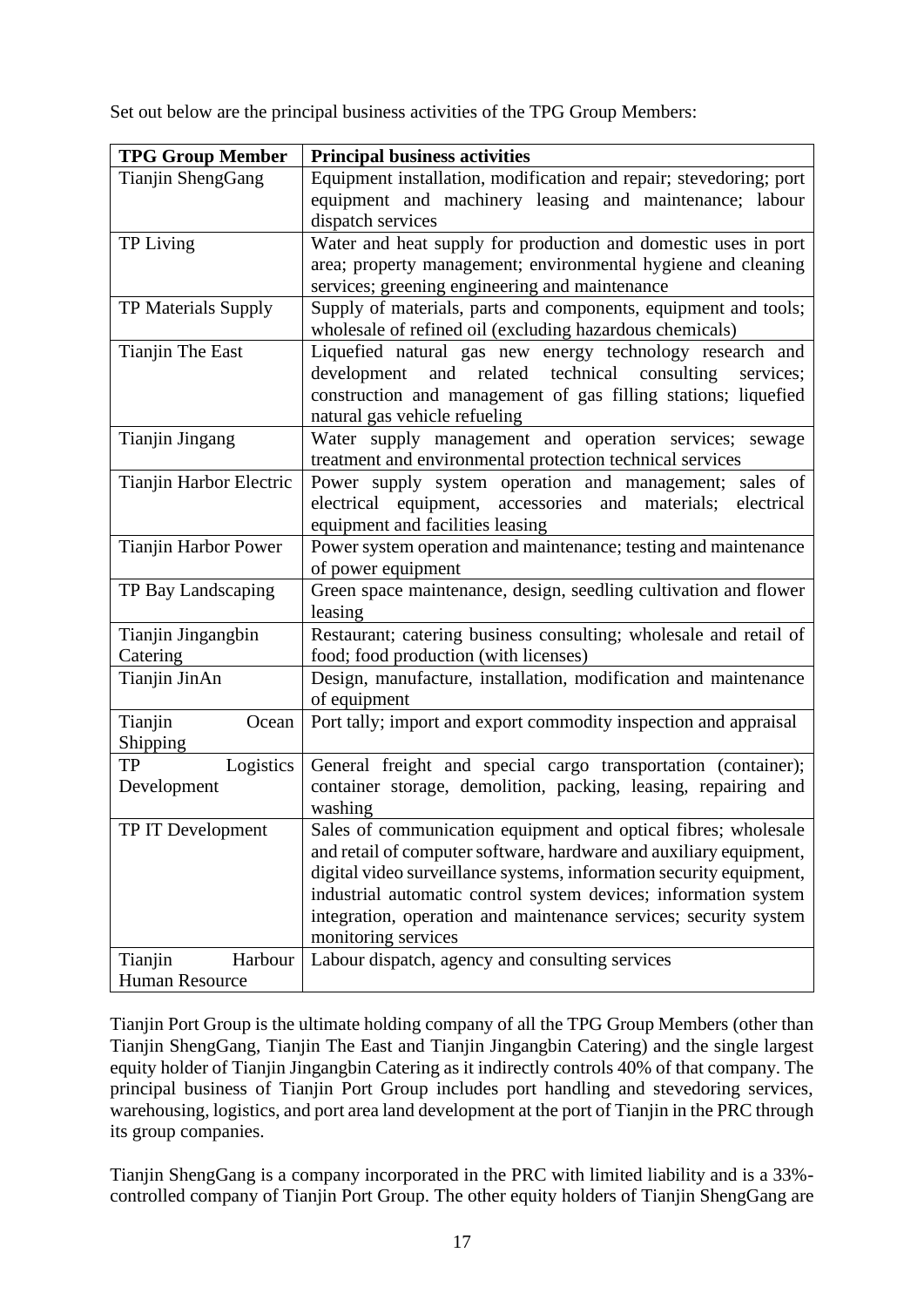Set out below are the principal business activities of the TPG Group Members:

| TPG Group Member | Principal business activities |
|---|---|
| Tianjin ShengGang | Equipment installation, modification and repair; stevedoring; port equipment and machinery leasing and maintenance; labour dispatch services |
| TP Living | Water and heat supply for production and domestic uses in port area; property management; environmental hygiene and cleaning services; greening engineering and maintenance |
| TP Materials Supply | Supply of materials, parts and components, equipment and tools; wholesale of refined oil (excluding hazardous chemicals) |
| Tianjin The East | Liquefied natural gas new energy technology research and development and related technical consulting services; construction and management of gas filling stations; liquefied natural gas vehicle refueling |
| Tianjin Jingang | Water supply management and operation services; sewage treatment and environmental protection technical services |
| Tianjin Harbor Electric | Power supply system operation and management; sales of electrical equipment, accessories and materials; electrical equipment and facilities leasing |
| Tianjin Harbor Power | Power system operation and maintenance; testing and maintenance of power equipment |
| TP Bay Landscaping | Green space maintenance, design, seedling cultivation and flower leasing |
| Tianjin Jingangbin Catering | Restaurant; catering business consulting; wholesale and retail of food; food production (with licenses) |
| Tianjin JinAn | Design, manufacture, installation, modification and maintenance of equipment |
| Tianjin Ocean Shipping | Port tally; import and export commodity inspection and appraisal |
| TP Logistics Development | General freight and special cargo transportation (container); container storage, demolition, packing, leasing, repairing and washing |
| TP IT Development | Sales of communication equipment and optical fibres; wholesale and retail of computer software, hardware and auxiliary equipment, digital video surveillance systems, information security equipment, industrial automatic control system devices; information system integration, operation and maintenance services; security system monitoring services |
| Tianjin Harbour Human Resource | Labour dispatch, agency and consulting services |

Tianjin Port Group is the ultimate holding company of all the TPG Group Members (other than Tianjin ShengGang, Tianjin The East and Tianjin Jingangbin Catering) and the single largest equity holder of Tianjin Jingangbin Catering as it indirectly controls 40% of that company. The principal business of Tianjin Port Group includes port handling and stevedoring services, warehousing, logistics, and port area land development at the port of Tianjin in the PRC through its group companies.

Tianjin ShengGang is a company incorporated in the PRC with limited liability and is a 33%-controlled company of Tianjin Port Group. The other equity holders of Tianjin ShengGang are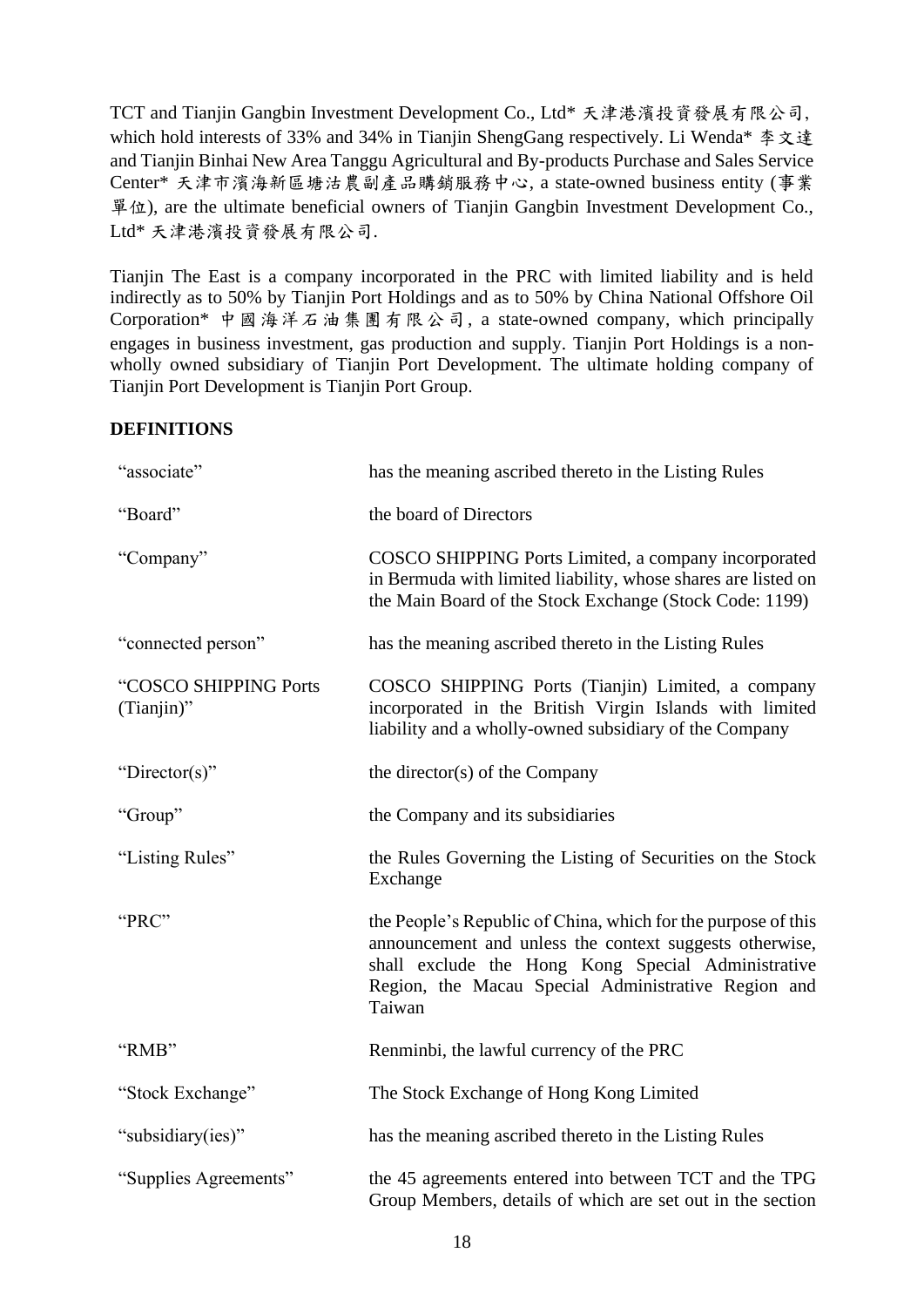TCT and Tianjin Gangbin Investment Development Co., Ltd* 天津港濱投資發展有限公司, which hold interests of 33% and 34% in Tianjin ShengGang respectively. Li Wenda* 李文達 and Tianjin Binhai New Area Tanggu Agricultural and By-products Purchase and Sales Service Center* 天津市濱海新區塘沽農副產品購銷服務中心, a state-owned business entity (事業單位), are the ultimate beneficial owners of Tianjin Gangbin Investment Development Co., Ltd* 天津港濱投資發展有限公司.

Tianjin The East is a company incorporated in the PRC with limited liability and is held indirectly as to 50% by Tianjin Port Holdings and as to 50% by China National Offshore Oil Corporation* 中國海洋石油集團有限公司, a state-owned company, which principally engages in business investment, gas production and supply. Tianjin Port Holdings is a non-wholly owned subsidiary of Tianjin Port Development. The ultimate holding company of Tianjin Port Development is Tianjin Port Group.

**DEFINITIONS**

| | |
|---|---|
| "associate" | has the meaning ascribed thereto in the Listing Rules |
| "Board" | the board of Directors |
| "Company" | COSCO SHIPPING Ports Limited, a company incorporated in Bermuda with limited liability, whose shares are listed on the Main Board of the Stock Exchange (Stock Code: 1199) |
| "connected person" | has the meaning ascribed thereto in the Listing Rules |
| "COSCO SHIPPING Ports (Tianjin)" | COSCO SHIPPING Ports (Tianjin) Limited, a company incorporated in the British Virgin Islands with limited liability and a wholly-owned subsidiary of the Company |
| "Director(s)" | the director(s) of the Company |
| "Group" | the Company and its subsidiaries |
| "Listing Rules" | the Rules Governing the Listing of Securities on the Stock Exchange |
| "PRC" | the People's Republic of China, which for the purpose of this announcement and unless the context suggests otherwise, shall exclude the Hong Kong Special Administrative Region, the Macau Special Administrative Region and Taiwan |
| "RMB" | Renminbi, the lawful currency of the PRC |
| "Stock Exchange" | The Stock Exchange of Hong Kong Limited |
| "subsidiary(ies)" | has the meaning ascribed thereto in the Listing Rules |
| "Supplies Agreements" | the 45 agreements entered into between TCT and the TPG Group Members, details of which are set out in the section |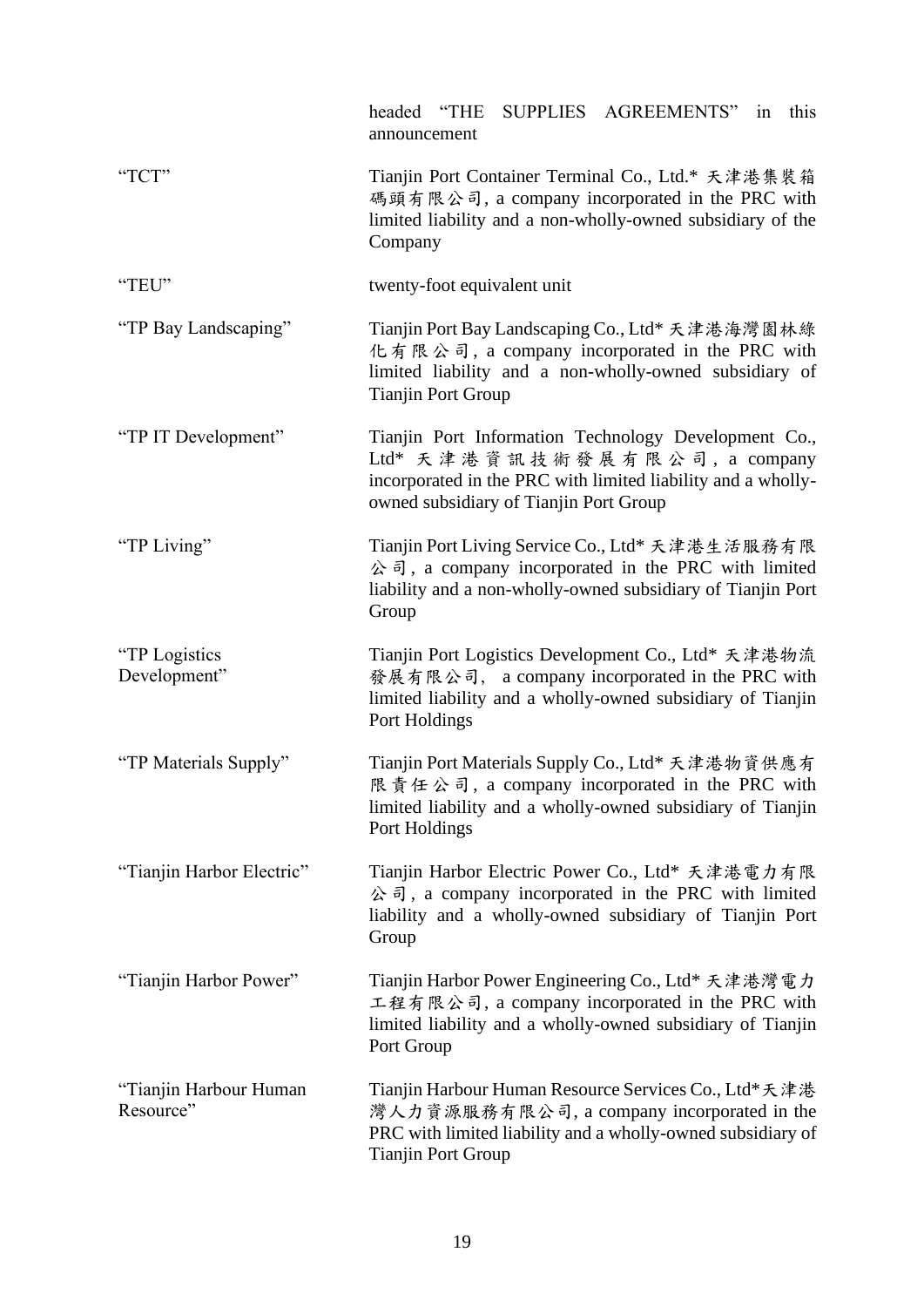| | |
|---|---|
| | headed "THE SUPPLIES AGREEMENTS" in this announcement |
| "TCT" | Tianjin Port Container Terminal Co., Ltd.* 天津港集裝箱碼頭有限公司, a company incorporated in the PRC with limited liability and a non-wholly-owned subsidiary of the Company |
| "TEU" | twenty-foot equivalent unit |
| "TP Bay Landscaping" | Tianjin Port Bay Landscaping Co., Ltd* 天津港海灣園林綠化有限公司, a company incorporated in the PRC with limited liability and a non-wholly-owned subsidiary of Tianjin Port Group |
| "TP IT Development" | Tianjin Port Information Technology Development Co., Ltd* 天津港資訊技術發展有限公司, a company incorporated in the PRC with limited liability and a wholly-owned subsidiary of Tianjin Port Group |
| "TP Living" | Tianjin Port Living Service Co., Ltd* 天津港生活服務有限公司, a company incorporated in the PRC with limited liability and a non-wholly-owned subsidiary of Tianjin Port Group |
| "TP Logistics Development" | Tianjin Port Logistics Development Co., Ltd* 天津港物流發展有限公司, a company incorporated in the PRC with limited liability and a wholly-owned subsidiary of Tianjin Port Holdings |
| "TP Materials Supply" | Tianjin Port Materials Supply Co., Ltd* 天津港物資供應有限責任公司, a company incorporated in the PRC with limited liability and a wholly-owned subsidiary of Tianjin Port Holdings |
| "Tianjin Harbor Electric" | Tianjin Harbor Electric Power Co., Ltd* 天津港電力有限公司, a company incorporated in the PRC with limited liability and a wholly-owned subsidiary of Tianjin Port Group |
| "Tianjin Harbor Power" | Tianjin Harbor Power Engineering Co., Ltd* 天津港灣電力工程有限公司, a company incorporated in the PRC with limited liability and a wholly-owned subsidiary of Tianjin Port Group |
| "Tianjin Harbour Human Resource" | Tianjin Harbour Human Resource Services Co., Ltd*天津港灣人力資源服務有限公司, a company incorporated in the PRC with limited liability and a wholly-owned subsidiary of Tianjin Port Group |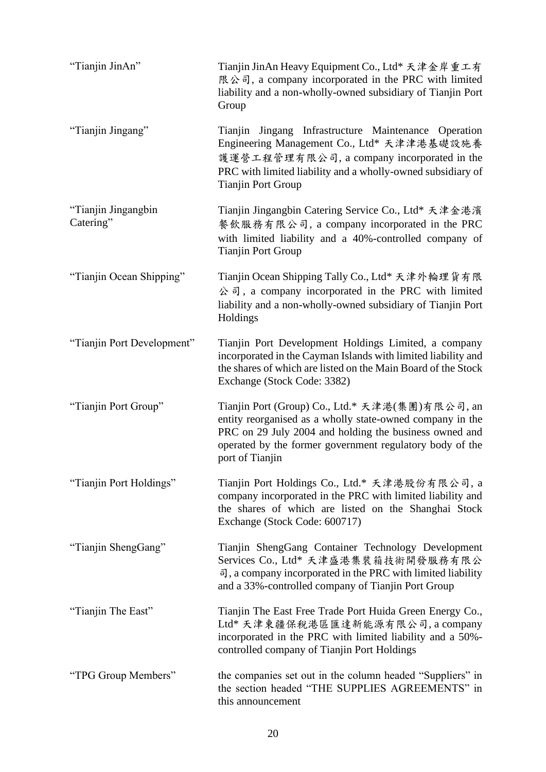| | |
|---|---|
| "Tianjin JinAn" | Tianjin JinAn Heavy Equipment Co., Ltd* 天津金岸重工有限公司, a company incorporated in the PRC with limited liability and a non-wholly-owned subsidiary of Tianjin Port Group |
| "Tianjin Jingang" | Tianjin Jingang Infrastructure Maintenance Operation Engineering Management Co., Ltd* 天津津港基礎設施養護運營工程管理有限公司, a company incorporated in the PRC with limited liability and a wholly-owned subsidiary of Tianjin Port Group |
| "Tianjin Jingangbin Catering" | Tianjin Jingangbin Catering Service Co., Ltd* 天津金港濱餐飲服務有限公司, a company incorporated in the PRC with limited liability and a 40%-controlled company of Tianjin Port Group |
| "Tianjin Ocean Shipping" | Tianjin Ocean Shipping Tally Co., Ltd* 天津外輪理貨有限公司, a company incorporated in the PRC with limited liability and a non-wholly-owned subsidiary of Tianjin Port Holdings |
| "Tianjin Port Development" | Tianjin Port Development Holdings Limited, a company incorporated in the Cayman Islands with limited liability and the shares of which are listed on the Main Board of the Stock Exchange (Stock Code: 3382) |
| "Tianjin Port Group" | Tianjin Port (Group) Co., Ltd.* 天津港(集團)有限公司, an entity reorganised as a wholly state-owned company in the PRC on 29 July 2004 and holding the business owned and operated by the former government regulatory body of the port of Tianjin |
| "Tianjin Port Holdings" | Tianjin Port Holdings Co., Ltd.* 天津港股份有限公司, a company incorporated in the PRC with limited liability and the shares of which are listed on the Shanghai Stock Exchange (Stock Code: 600717) |
| "Tianjin ShengGang" | Tianjin ShengGang Container Technology Development Services Co., Ltd* 天津盛港集裝箱技術開發服務有限公司, a company incorporated in the PRC with limited liability and a 33%-controlled company of Tianjin Port Group |
| "Tianjin The East" | Tianjin The East Free Trade Port Huida Green Energy Co., Ltd* 天津東疆保稅港區匯達新能源有限公司, a company incorporated in the PRC with limited liability and a 50%-controlled company of Tianjin Port Holdings |
| "TPG Group Members" | the companies set out in the column headed "Suppliers" in the section headed "THE SUPPLIES AGREEMENTS" in this announcement |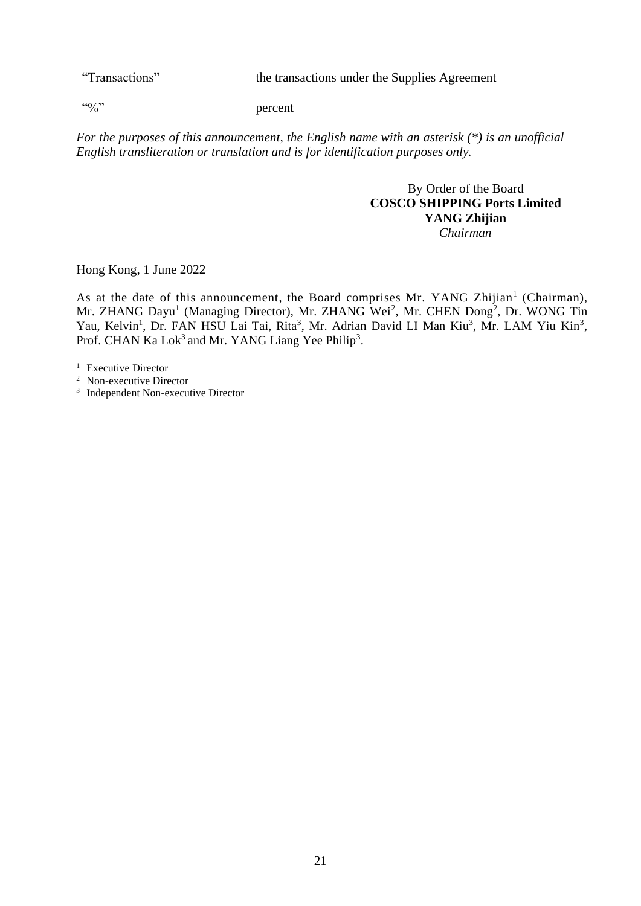| | |
|---|---|
| "Transactions" | the transactions under the Supplies Agreement |
| "%" | percent |

*For the purposes of this announcement, the English name with an asterisk (*) is an unofficial English transliteration or translation and is for identification purposes only.*

By Order of the Board
**COSCO SHIPPING Ports Limited**
**YANG Zhijian**
*Chairman*

Hong Kong, 1 June 2022

As at the date of this announcement, the Board comprises Mr. YANG Zhijian[1] (Chairman), Mr. ZHANG Dayu[1] (Managing Director), Mr. ZHANG Wei[2], Mr. CHEN Dong[2], Dr. WONG Tin Yau, Kelvin[1], Dr. FAN HSU Lai Tai, Rita[3], Mr. Adrian David LI Man Kiu[3], Mr. LAM Yiu Kin[3], Prof. CHAN Ka Lok[3] and Mr. YANG Liang Yee Philip[3].

[1] Executive Director
[2] Non-executive Director
[3] Independent Non-executive Director